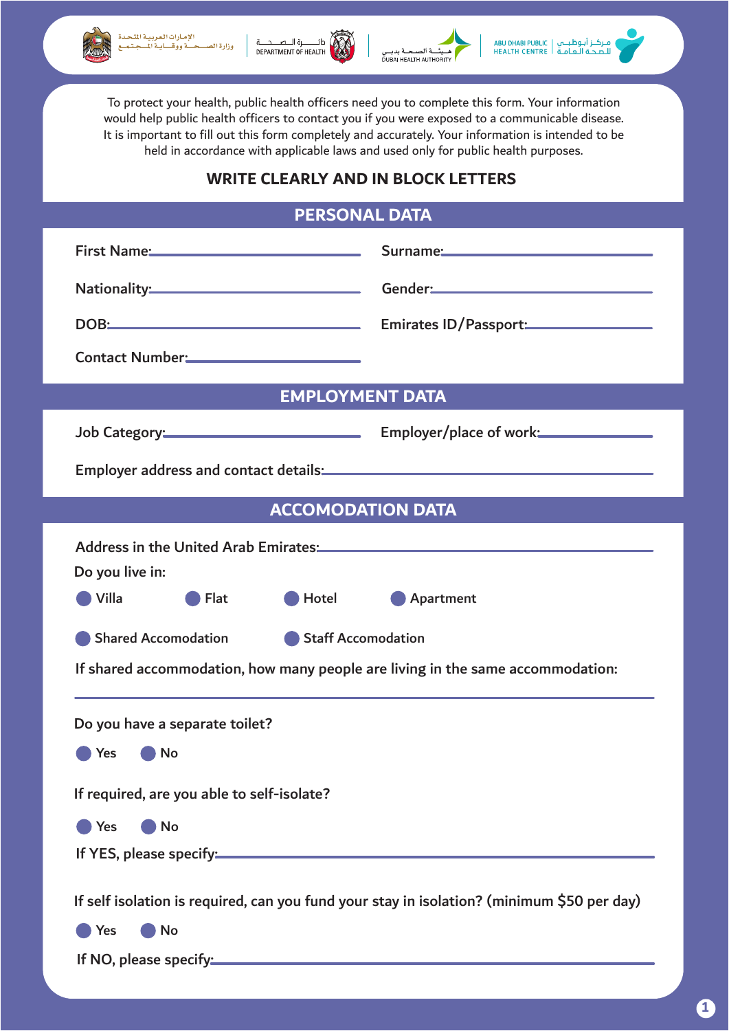To protect your health, public health officers need you to complete this form. Your information would help public health officers to contact you if you were exposed to a communicable disease. It is important to fill out this form completely and accurately. Your information is intended to be held in accordance with applicable laws and used only for public health purposes.

**WRITE CLEARLY AND IN BLOCK LETTERS**

## PERSONAL DATA

First Name: ____________________ Surname: ____________________

Nationality: ____________________ Gender: ____________________

DOB: ____________________ Emirates ID/Passport: ____________________

Contact Number: ____________________

## EMPLOYMENT DATA

Job Category: ____________________ Employer/place of work: ____________________

Employer address and contact details: ____________________

## ACCOMODATION DATA

Address in the United Arab Emirates: ____________________

Do you live in:

- Villa
- Flat
- Hotel
- Apartment
- Shared Accomodation
- Staff Accomodation

If shared accommodation, how many people are living in the same accommodation:

____________________

Do you have a separate toilet?

- Yes
- No

If required, are you able to self-isolate?

- Yes
- No

If YES, please specify: ____________________

If self isolation is required, can you fund your stay in isolation? (minimum $50 per day)

- Yes
- No

If NO, please specify: ____________________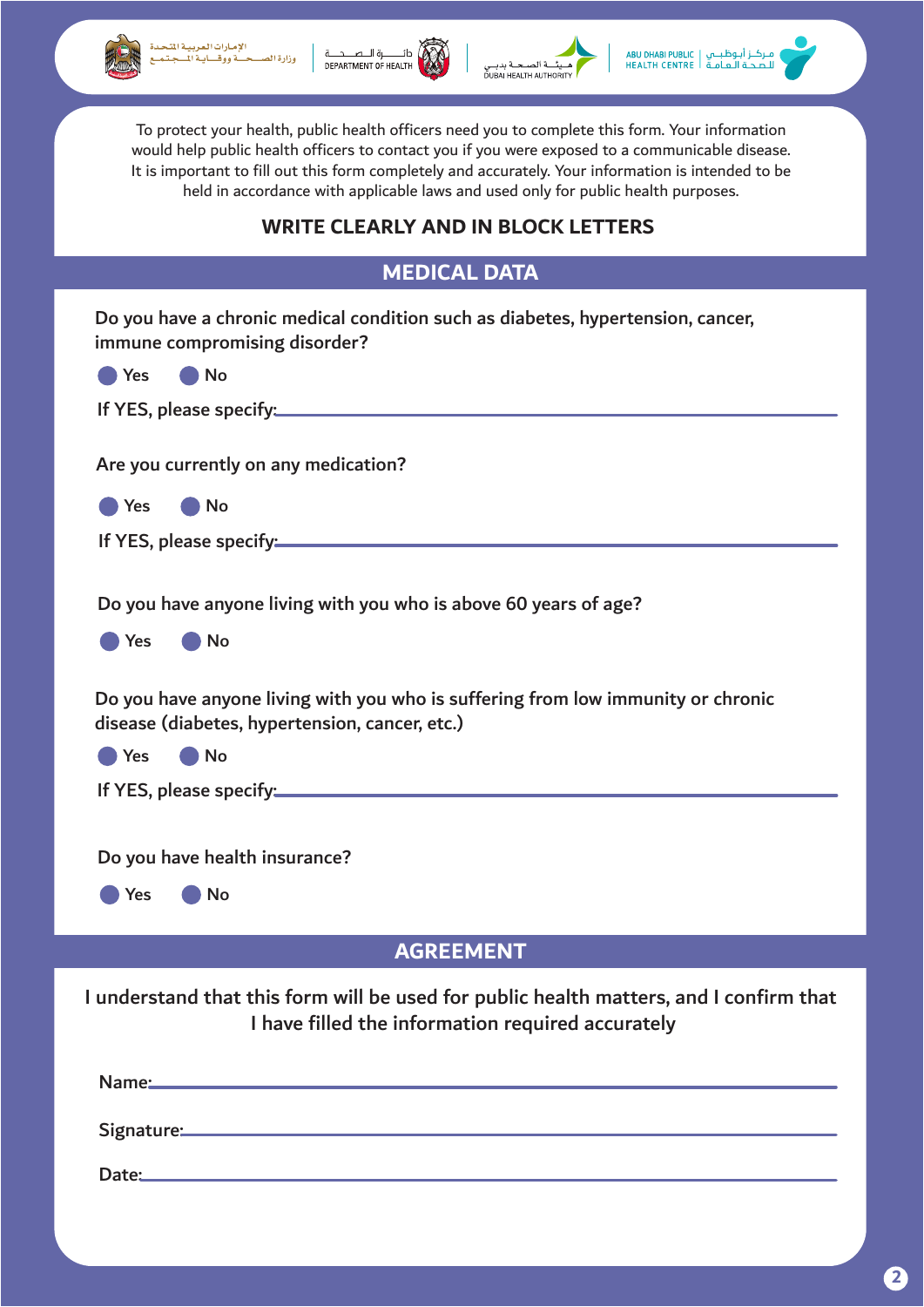To protect your health, public health officers need you to complete this form. Your information would help public health officers to contact you if you were exposed to a communicable disease. It is important to fill out this form completely and accurately. Your information is intended to be held in accordance with applicable laws and used only for public health purposes.

**WRITE CLEARLY AND IN BLOCK LETTERS**

## MEDICAL DATA

Do you have a chronic medical condition such as diabetes, hypertension, cancer, immune compromising disorder?

- Yes
- No

If YES, please specify: ______________________________

Are you currently on any medication?

- Yes
- No

If YES, please specify: ______________________________

Do you have anyone living with you who is above 60 years of age?

- Yes
- No

Do you have anyone living with you who is suffering from low immunity or chronic disease (diabetes, hypertension, cancer, etc.)

- Yes
- No

If YES, please specify: ______________________________

Do you have health insurance?

- Yes
- No

## AGREEMENT

I understand that this form will be used for public health matters, and I confirm that I have filled the information required accurately

Name: ______________________________

Signature: ______________________________

Date: ______________________________